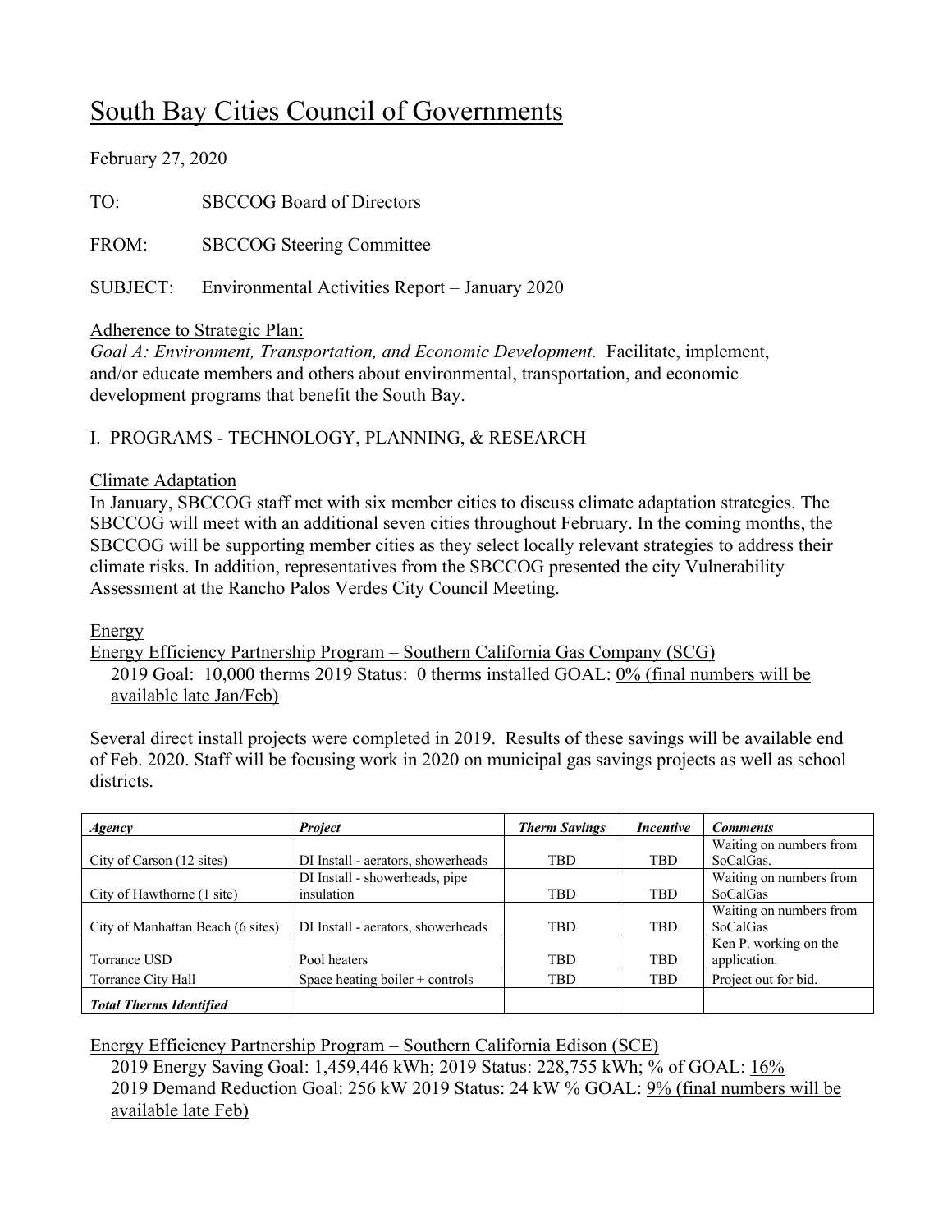# South Bay Cities Council of Governments

February 27, 2020

TO: SBCCOG Board of Directors

FROM: SBCCOG Steering Committee

SUBJECT: Environmental Activities Report – January 2020

Adherence to Strategic Plan:

*Goal A: Environment, Transportation, and Economic Development.* Facilitate, implement, and/or educate members and others about environmental, transportation, and economic development programs that benefit the South Bay.

I. PROGRAMS - TECHNOLOGY, PLANNING, & RESEARCH

Climate Adaptation

In January, SBCCOG staff met with six member cities to discuss climate adaptation strategies. The SBCCOG will meet with an additional seven cities throughout February. In the coming months, the SBCCOG will be supporting member cities as they select locally relevant strategies to address their climate risks. In addition, representatives from the SBCCOG presented the city Vulnerability Assessment at the Rancho Palos Verdes City Council Meeting.

Energy

Energy Efficiency Partnership Program – Southern California Gas Company (SCG)

2019 Goal: 10,000 therms 2019 Status: 0 therms installed GOAL: 0% (final numbers will be available late Jan/Feb)

Several direct install projects were completed in 2019. Results of these savings will be available end of Feb. 2020. Staff will be focusing work in 2020 on municipal gas savings projects as well as school districts.

| *Agency* | *Project* | *Therm Savings* | *Incentive* | *Comments* |
|---|---|---|---|---|
| City of Carson (12 sites) | DI Install - aerators, showerheads | TBD | TBD | Waiting on numbers from SoCalGas. |
| City of Hawthorne (1 site) | DI Install - showerheads, pipe insulation | TBD | TBD | Waiting on numbers from SoCalGas |
| City of Manhattan Beach (6 sites) | DI Install - aerators, showerheads | TBD | TBD | Waiting on numbers from SoCalGas |
| Torrance USD | Pool heaters | TBD | TBD | Ken P. working on the application. |
| Torrance City Hall | Space heating boiler + controls | TBD | TBD | Project out for bid. |
| ***Total Therms Identified*** | | | | |

Energy Efficiency Partnership Program – Southern California Edison (SCE)

2019 Energy Saving Goal: 1,459,446 kWh; 2019 Status: 228,755 kWh; % of GOAL: 16%
2019 Demand Reduction Goal: 256 kW 2019 Status: 24 kW % GOAL: 9% (final numbers will be available late Feb)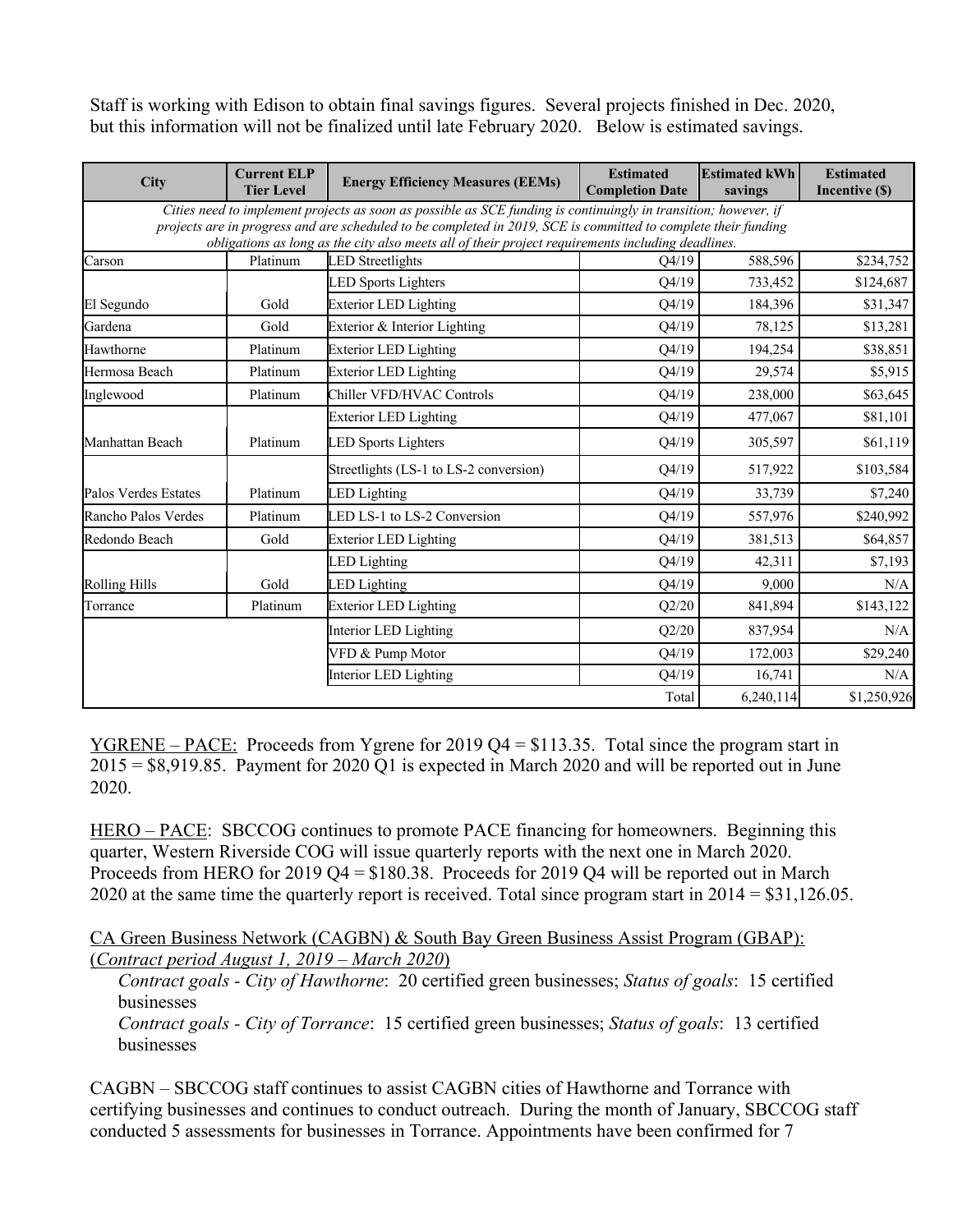Staff is working with Edison to obtain final savings figures. Several projects finished in Dec. 2020, but this information will not be finalized until late February 2020. Below is estimated savings.

| City | Current ELP Tier Level | Energy Efficiency Measures (EEMs) | Estimated Completion Date | Estimated kWh savings | Estimated Incentive ($) |
|---|---|---|---|---|---|
| *Cities need to implement projects as soon as possible as SCE funding is continuingly in transition; however, if projects are in progress and are scheduled to be completed in 2019, SCE is committed to complete their funding obligations as long as the city also meets all of their project requirements including deadlines.* | | | | | |
| Carson | Platinum | LED Streetlights | Q4/19 | 588,596 | $234,752 |
| | | LED Sports Lighters | Q4/19 | 733,452 | $124,687 |
| El Segundo | Gold | Exterior LED Lighting | Q4/19 | 184,396 | $31,347 |
| Gardena | Gold | Exterior & Interior Lighting | Q4/19 | 78,125 | $13,281 |
| Hawthorne | Platinum | Exterior LED Lighting | Q4/19 | 194,254 | $38,851 |
| Hermosa Beach | Platinum | Exterior LED Lighting | Q4/19 | 29,574 | $5,915 |
| Inglewood | Platinum | Chiller VFD/HVAC Controls | Q4/19 | 238,000 | $63,645 |
| | | Exterior LED Lighting | Q4/19 | 477,067 | $81,101 |
| Manhattan Beach | Platinum | LED Sports Lighters | Q4/19 | 305,597 | $61,119 |
| | | Streetlights (LS-1 to LS-2 conversion) | Q4/19 | 517,922 | $103,584 |
| Palos Verdes Estates | Platinum | LED Lighting | Q4/19 | 33,739 | $7,240 |
| Rancho Palos Verdes | Platinum | LED LS-1 to LS-2 Conversion | Q4/19 | 557,976 | $240,992 |
| Redondo Beach | Gold | Exterior LED Lighting | Q4/19 | 381,513 | $64,857 |
| | | LED Lighting | Q4/19 | 42,311 | $7,193 |
| Rolling Hills | Gold | LED Lighting | Q4/19 | 9,000 | N/A |
| Torrance | Platinum | Exterior LED Lighting | Q2/20 | 841,894 | $143,122 |
| | | Interior LED Lighting | Q2/20 | 837,954 | N/A |
| | | VFD & Pump Motor | Q4/19 | 172,003 | $29,240 |
| | | Interior LED Lighting | Q4/19 | 16,741 | N/A |
| | | | Total | 6,240,114 | $1,250,926 |

<u>YGRENE – PACE:</u> Proceeds from Ygrene for 2019 Q4 = $113.35. Total since the program start in 2015 = $8,919.85. Payment for 2020 Q1 is expected in March 2020 and will be reported out in June 2020.

<u>HERO – PACE</u>: SBCCOG continues to promote PACE financing for homeowners. Beginning this quarter, Western Riverside COG will issue quarterly reports with the next one in March 2020. Proceeds from HERO for 2019 Q4 = $180.38. Proceeds for 2019 Q4 will be reported out in March 2020 at the same time the quarterly report is received. Total since program start in 2014 = $31,126.05.

<u>CA Green Business Network (CAGBN) & South Bay Green Business Assist Program (GBAP):</u> (<u>*Contract period August 1, 2019 – March 2020*</u>)

*Contract goals - City of Hawthorne*: 20 certified green businesses; *Status of goals*: 15 certified businesses

*Contract goals - City of Torrance*: 15 certified green businesses; *Status of goals*: 13 certified businesses

CAGBN – SBCCOG staff continues to assist CAGBN cities of Hawthorne and Torrance with certifying businesses and continues to conduct outreach. During the month of January, SBCCOG staff conducted 5 assessments for businesses in Torrance. Appointments have been confirmed for 7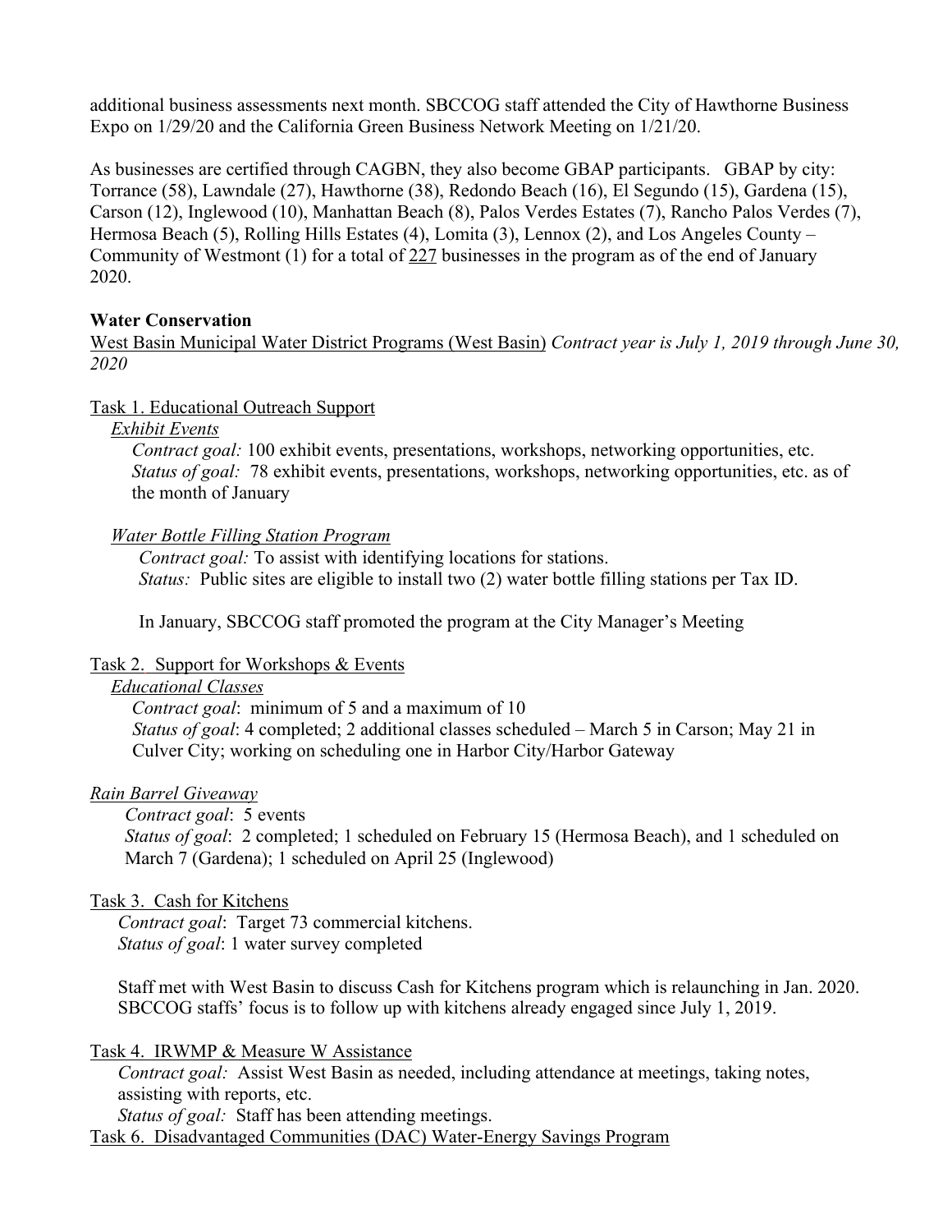additional business assessments next month. SBCCOG staff attended the City of Hawthorne Business Expo on 1/29/20 and the California Green Business Network Meeting on 1/21/20.

As businesses are certified through CAGBN, they also become GBAP participants. GBAP by city: Torrance (58), Lawndale (27), Hawthorne (38), Redondo Beach (16), El Segundo (15), Gardena (15), Carson (12), Inglewood (10), Manhattan Beach (8), Palos Verdes Estates (7), Rancho Palos Verdes (7), Hermosa Beach (5), Rolling Hills Estates (4), Lomita (3), Lennox (2), and Los Angeles County – Community of Westmont (1) for a total of <u>227</u> businesses in the program as of the end of January 2020.

**Water Conservation**

<u>West Basin Municipal Water District Programs (West Basin)</u> *Contract year is July 1, 2019 through June 30, 2020*

<u>Task 1. Educational Outreach Support</u>

<u>*Exhibit Events*</u>

*Contract goal:* 100 exhibit events, presentations, workshops, networking opportunities, etc.
*Status of goal:* 78 exhibit events, presentations, workshops, networking opportunities, etc. as of the month of January

<u>*Water Bottle Filling Station Program*</u>

*Contract goal:* To assist with identifying locations for stations.
*Status:* Public sites are eligible to install two (2) water bottle filling stations per Tax ID.

In January, SBCCOG staff promoted the program at the City Manager's Meeting

<u>Task 2. Support for Workshops & Events</u>

<u>*Educational Classes*</u>

*Contract goal*: minimum of 5 and a maximum of 10
*Status of goal*: 4 completed; 2 additional classes scheduled – March 5 in Carson; May 21 in Culver City; working on scheduling one in Harbor City/Harbor Gateway

<u>*Rain Barrel Giveaway*</u>

*Contract goal*: 5 events
*Status of goal*: 2 completed; 1 scheduled on February 15 (Hermosa Beach), and 1 scheduled on March 7 (Gardena); 1 scheduled on April 25 (Inglewood)

<u>Task 3. Cash for Kitchens</u>

*Contract goal*: Target 73 commercial kitchens.
*Status of goal*: 1 water survey completed

Staff met with West Basin to discuss Cash for Kitchens program which is relaunching in Jan. 2020. SBCCOG staffs' focus is to follow up with kitchens already engaged since July 1, 2019.

<u>Task 4. IRWMP & Measure W Assistance</u>

*Contract goal:* Assist West Basin as needed, including attendance at meetings, taking notes, assisting with reports, etc.
*Status of goal:* Staff has been attending meetings.

<u>Task 6. Disadvantaged Communities (DAC) Water-Energy Savings Program</u>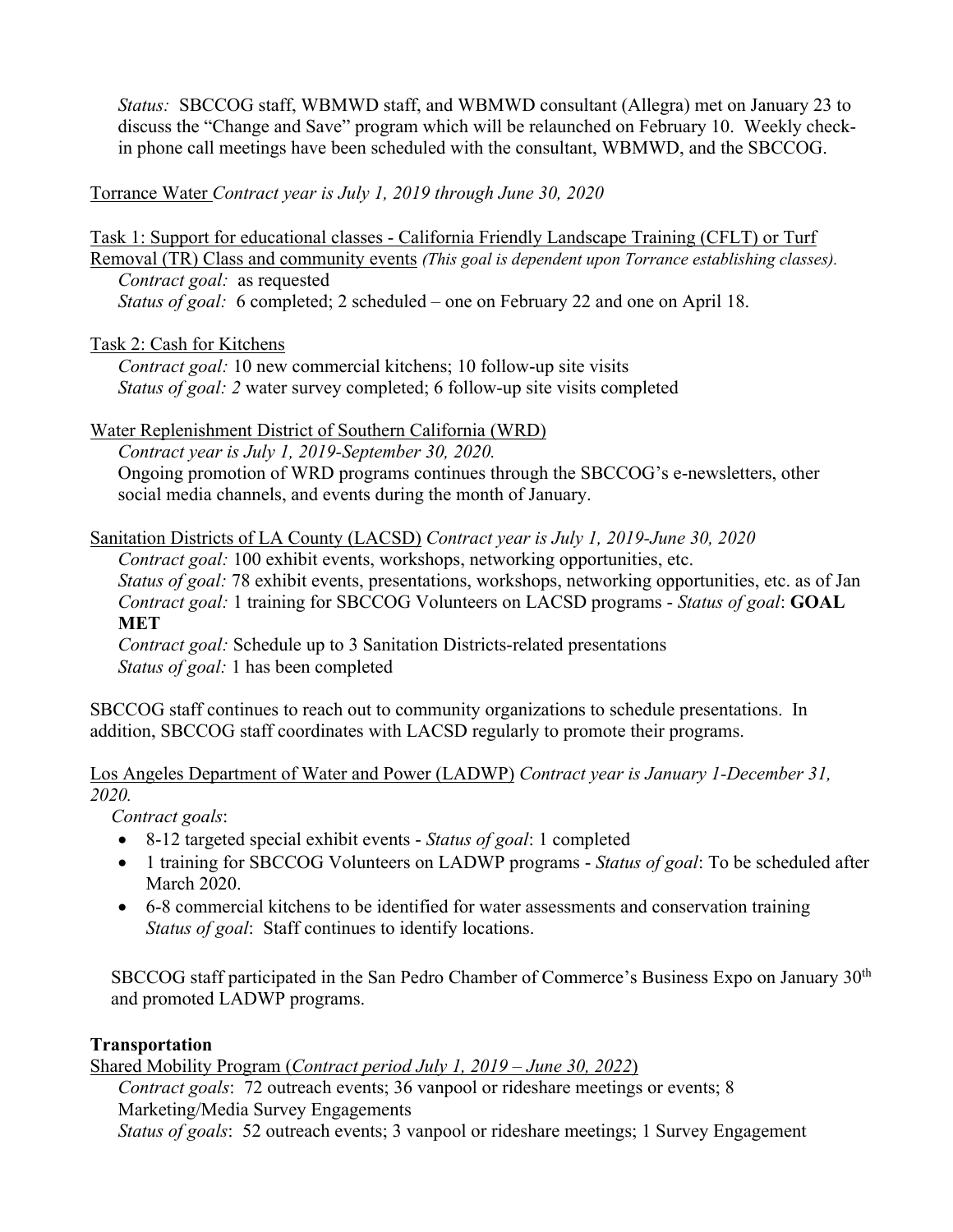*Status:* SBCCOG staff, WBMWD staff, and WBMWD consultant (Allegra) met on January 23 to discuss the "Change and Save" program which will be relaunched on February 10. Weekly check-in phone call meetings have been scheduled with the consultant, WBMWD, and the SBCCOG.

Torrance Water *Contract year is July 1, 2019 through June 30, 2020*

Task 1: Support for educational classes - California Friendly Landscape Training (CFLT) or Turf Removal (TR) Class and community events *(This goal is dependent upon Torrance establishing classes).*

*Contract goal:* as requested
*Status of goal:* 6 completed; 2 scheduled – one on February 22 and one on April 18.

Task 2: Cash for Kitchens

*Contract goal:* 10 new commercial kitchens; 10 follow-up site visits
*Status of goal: 2* water survey completed; 6 follow-up site visits completed

Water Replenishment District of Southern California (WRD)

*Contract year is July 1, 2019-September 30, 2020.*
Ongoing promotion of WRD programs continues through the SBCCOG's e-newsletters, other social media channels, and events during the month of January.

Sanitation Districts of LA County (LACSD) *Contract year is July 1, 2019-June 30, 2020*

*Contract goal:* 100 exhibit events, workshops, networking opportunities, etc.
*Status of goal:* 78 exhibit events, presentations, workshops, networking opportunities, etc. as of Jan
*Contract goal:* 1 training for SBCCOG Volunteers on LACSD programs - *Status of goal*: **GOAL MET**
*Contract goal:* Schedule up to 3 Sanitation Districts-related presentations
*Status of goal:* 1 has been completed

SBCCOG staff continues to reach out to community organizations to schedule presentations. In addition, SBCCOG staff coordinates with LACSD regularly to promote their programs.

Los Angeles Department of Water and Power (LADWP) *Contract year is January 1-December 31, 2020.*

*Contract goals*:

- 8-12 targeted special exhibit events - *Status of goal*: 1 completed
- 1 training for SBCCOG Volunteers on LADWP programs - *Status of goal*: To be scheduled after March 2020.
- 6-8 commercial kitchens to be identified for water assessments and conservation training *Status of goal*: Staff continues to identify locations.

SBCCOG staff participated in the San Pedro Chamber of Commerce's Business Expo on January 30th and promoted LADWP programs.

**Transportation**

Shared Mobility Program (*Contract period July 1, 2019 – June 30, 2022*)

*Contract goals*: 72 outreach events; 36 vanpool or rideshare meetings or events; 8 Marketing/Media Survey Engagements
*Status of goals*: 52 outreach events; 3 vanpool or rideshare meetings; 1 Survey Engagement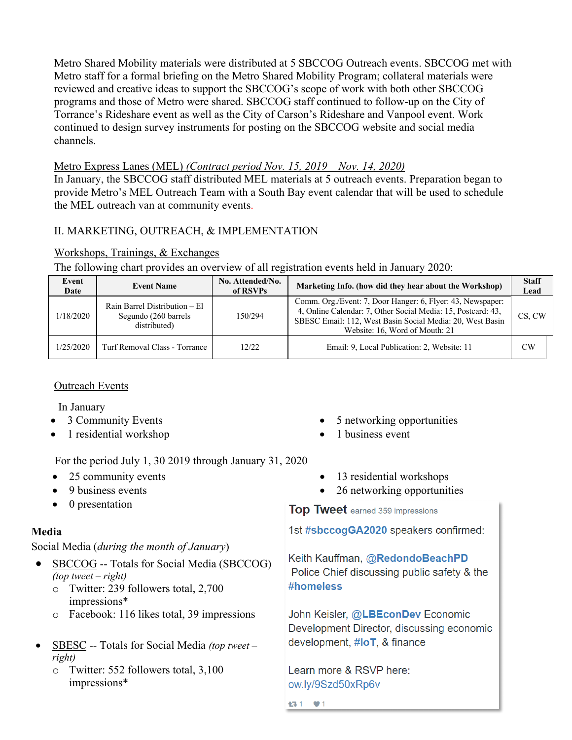Metro Shared Mobility materials were distributed at 5 SBCCOG Outreach events. SBCCOG met with Metro staff for a formal briefing on the Metro Shared Mobility Program; collateral materials were reviewed and creative ideas to support the SBCCOG's scope of work with both other SBCCOG programs and those of Metro were shared. SBCCOG staff continued to follow-up on the City of Torrance's Rideshare event as well as the City of Carson's Rideshare and Vanpool event. Work continued to design survey instruments for posting on the SBCCOG website and social media channels.

Metro Express Lanes (MEL) *(Contract period Nov. 15, 2019 – Nov. 14, 2020)*
In January, the SBCCOG staff distributed MEL materials at 5 outreach events. Preparation began to provide Metro's MEL Outreach Team with a South Bay event calendar that will be used to schedule the MEL outreach van at community events.

II. MARKETING, OUTREACH, & IMPLEMENTATION

Workshops, Trainings, & Exchanges
The following chart provides an overview of all registration events held in January 2020:

| Event Date | Event Name | No. Attended/No. of RSVPs | Marketing Info. (how did they hear about the Workshop) | Staff Lead |
|---|---|---|---|---|
| 1/18/2020 | Rain Barrel Distribution – El Segundo (260 barrels distributed) | 150/294 | Comm. Org./Event: 7, Door Hanger: 6, Flyer: 43, Newspaper: 4, Online Calendar: 7, Other Social Media: 15, Postcard: 43, SBESC Email: 112, West Basin Social Media: 20, West Basin Website: 16, Word of Mouth: 21 | CS, CW |
| 1/25/2020 | Turf Removal Class - Torrance | 12/22 | Email: 9, Local Publication: 2, Website: 11 | CW |

Outreach Events

In January
- 3 Community Events
- 1 residential workshop
- 5 networking opportunities
- 1 business event

For the period July 1, 30 2019 through January 31, 2020
- 25 community events
- 9 business events
- 0 presentation
- 13 residential workshops
- 26 networking opportunities

**Media**
Social Media (*during the month of January*)
- SBCCOG -- Totals for Social Media (SBCCOG) *(top tweet – right)*
  - Twitter: 239 followers total, 2,700 impressions*
  - Facebook: 116 likes total, 39 impressions
- SBESC -- Totals for Social Media *(top tweet – right)*
  - Twitter: 552 followers total, 3,100 impressions*

**Top Tweet** earned 359 impressions

1st #sbccogGA2020 speakers confirmed:

Keith Kauffman, @RedondoBeachPD Police Chief discussing public safety & the #homeless

John Keisler, @LBEconDev Economic Development Director, discussing economic development, #IoT, & finance

Learn more & RSVP here: ow.ly/9Szd50xRp6v

1 1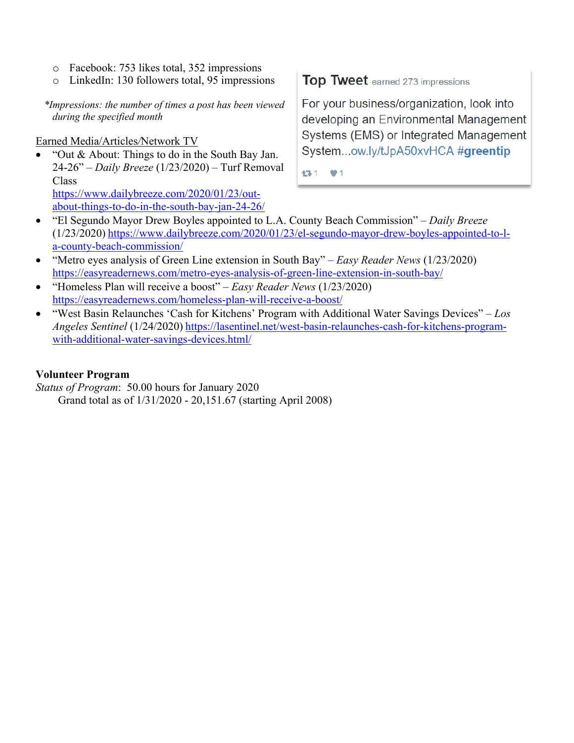- Facebook: 753 likes total, 352 impressions
- LinkedIn: 130 followers total, 95 impressions

*\*Impressions: the number of times a post has been viewed during the specified month*

**Top Tweet** earned 273 impressions

For your business/organization, look into developing an Environmental Management Systems (EMS) or Integrated Management System...ow.ly/tJpA50xvHCA #greentip

1 1

Earned Media/Articles/Network TV

- "Out & About: Things to do in the South Bay Jan. 24-26" – *Daily Breeze* (1/23/2020) – Turf Removal Class https://www.dailybreeze.com/2020/01/23/out-about-things-to-do-in-the-south-bay-jan-24-26/
- "El Segundo Mayor Drew Boyles appointed to L.A. County Beach Commission" – *Daily Breeze* (1/23/2020) https://www.dailybreeze.com/2020/01/23/el-segundo-mayor-drew-boyles-appointed-to-l-a-county-beach-commission/
- "Metro eyes analysis of Green Line extension in South Bay" – *Easy Reader News* (1/23/2020) https://easyreadernews.com/metro-eyes-analysis-of-green-line-extension-in-south-bay/
- "Homeless Plan will receive a boost" – *Easy Reader News* (1/23/2020) https://easyreadernews.com/homeless-plan-will-receive-a-boost/
- "West Basin Relaunches 'Cash for Kitchens' Program with Additional Water Savings Devices" – *Los Angeles Sentinel* (1/24/2020) https://lasentinel.net/west-basin-relaunches-cash-for-kitchens-program-with-additional-water-savings-devices.html/

**Volunteer Program**

*Status of Program*: 50.00 hours for January 2020

Grand total as of 1/31/2020 - 20,151.67 (starting April 2008)